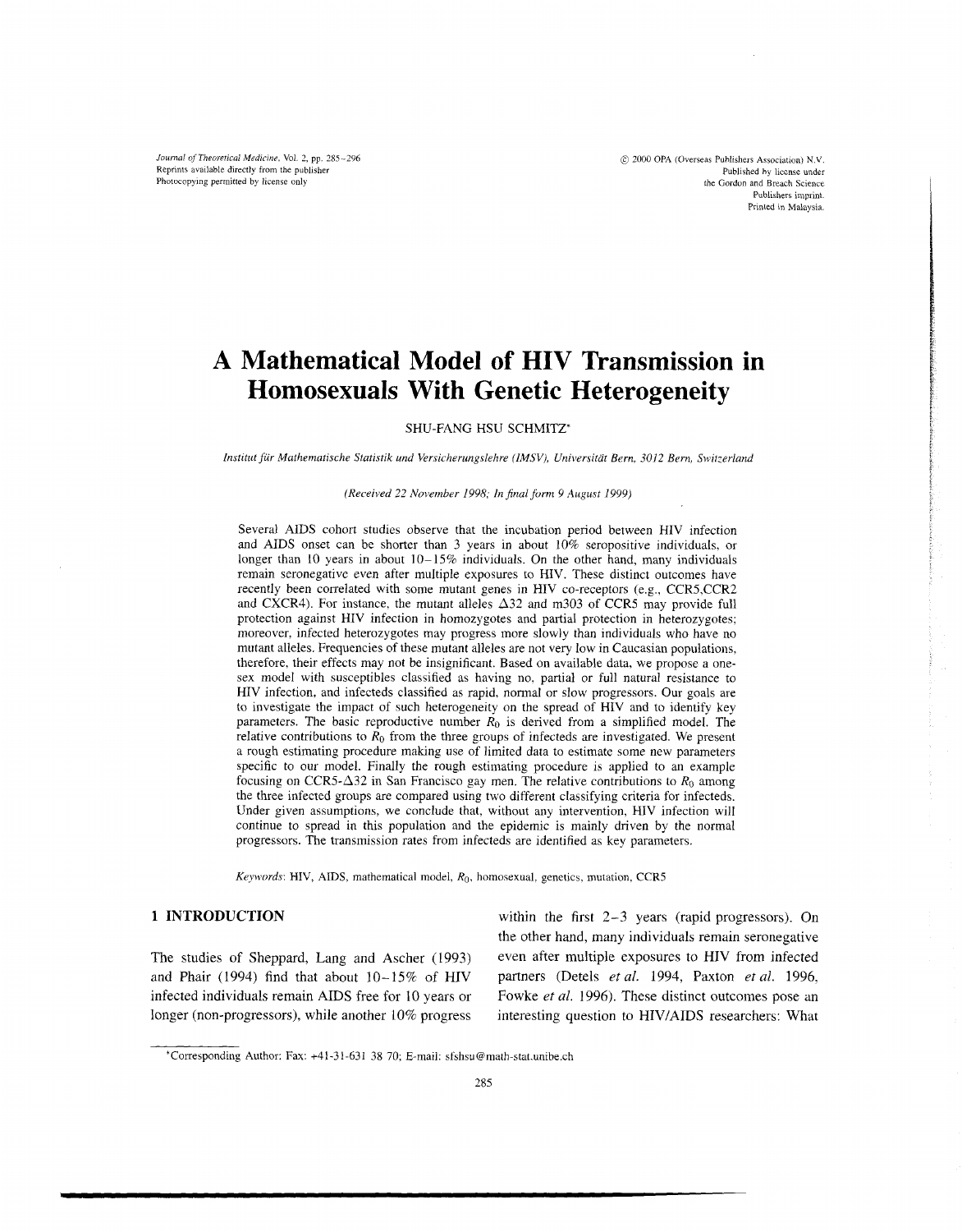# A Mathematical Model of HIV Transmission in Homosexuals With Genetic Heterogeneity

SHU-FANG HSU SCHMITZ*

*Institut für Mathematische Statistik und Versicherungslehre (IMSV), Universität Bern, 3012 Bern, Switzerland*

*(Received 22 November 1998; In final form 9 August 1999)*

Several AIDS cohort studies observe that the incubation period between HIV infection and AIDS onset can be shorter than 3 years in about 10% seropositive individuals, or longer than 10 years in about 10–15% individuals. On the other hand, many individuals remain seronegative even after multiple exposures to HIV. These distinct outcomes have recently been correlated with some mutant genes in HIV co-receptors (e.g., CCR5,CCR2 and CXCR4). For instance, the mutant alleles $\Delta32$ and m303 of CCR5 may provide full protection against HIV infection in homozygotes and partial protection in heterozygotes; moreover, infected heterozygotes may progress more slowly than individuals who have no mutant alleles. Frequencies of these mutant alleles are not very low in Caucasian populations, therefore, their effects may not be insignificant. Based on available data, we propose a one-sex model with susceptibles classified as having no, partial or full natural resistance to HIV infection, and infecteds classified as rapid, normal or slow progressors. Our goals are to investigate the impact of such heterogeneity on the spread of HIV and to identify key parameters. The basic reproductive number $R_0$ is derived from a simplified model. The relative contributions to $R_0$ from the three groups of infecteds are investigated. We present a rough estimating procedure making use of limited data to estimate some new parameters specific to our model. Finally the rough estimating procedure is applied to an example focusing on CCR5-$\Delta32$ in San Francisco gay men. The relative contributions to $R_0$ among the three infected groups are compared using two different classifying criteria for infecteds. Under given assumptions, we conclude that, without any intervention, HIV infection will continue to spread in this population and the epidemic is mainly driven by the normal progressors. The transmission rates from infecteds are identified as key parameters.

*Keywords*: HIV, AIDS, mathematical model, $R_0$, homosexual, genetics, mutation, CCR5

## 1 INTRODUCTION

The studies of Sheppard, Lang and Ascher (1993) and Phair (1994) find that about 10–15% of HIV infected individuals remain AIDS free for 10 years or longer (non-progressors), while another 10% progress within the first 2–3 years (rapid progressors). On the other hand, many individuals remain seronegative even after multiple exposures to HIV from infected partners (Detels *et al.* 1994, Paxton *et al.* 1996, Fowke *et al.* 1996). These distinct outcomes pose an interesting question to HIV/AIDS researchers: What

*Corresponding Author: Fax: +41-31-631 38 70; E-mail: sfshsu@math-stat.unibe.ch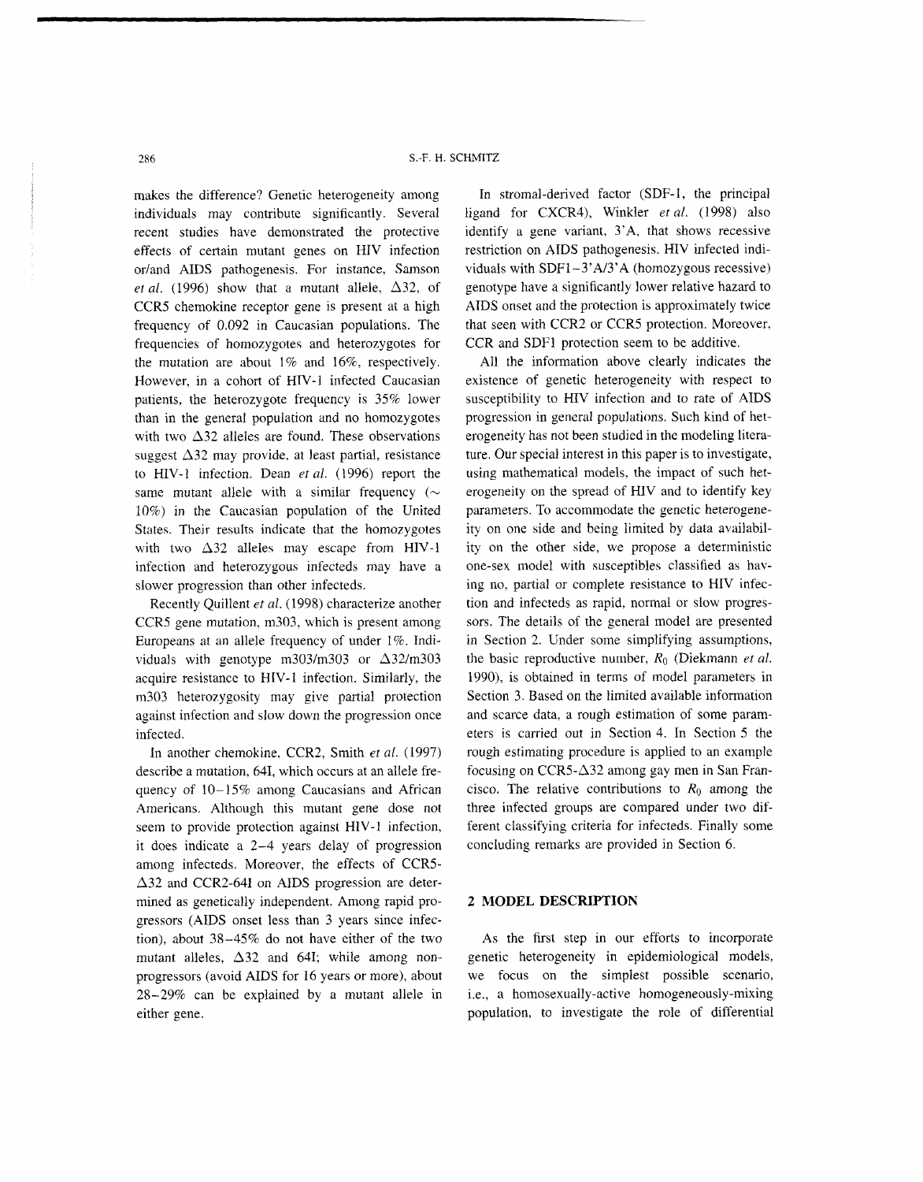makes the difference? Genetic heterogeneity among individuals may contribute significantly. Several recent studies have demonstrated the protective effects of certain mutant genes on HIV infection or/and AIDS pathogenesis. For instance, Samson *et al.* (1996) show that a mutant allele, $\Delta 32$, of CCR5 chemokine receptor gene is present at a high frequency of 0.092 in Caucasian populations. The frequencies of homozygotes and heterozygotes for the mutation are about 1% and 16%, respectively. However, in a cohort of HIV-1 infected Caucasian patients, the heterozygote frequency is 35% lower than in the general population and no homozygotes with two $\Delta 32$ alleles are found. These observations suggest $\Delta 32$ may provide, at least partial, resistance to HIV-1 infection. Dean *et al.* (1996) report the same mutant allele with a similar frequency ($\sim$ 10%) in the Caucasian population of the United States. Their results indicate that the homozygotes with two $\Delta 32$ alleles may escape from HIV-1 infection and heterozygous infecteds may have a slower progression than other infecteds.

Recently Quillent *et al.* (1998) characterize another CCR5 gene mutation, m303, which is present among Europeans at an allele frequency of under 1%. Individuals with genotype m303/m303 or $\Delta 32$/m303 acquire resistance to HIV-1 infection. Similarly, the m303 heterozygosity may give partial protection against infection and slow down the progression once infected.

In another chemokine, CCR2, Smith *et al.* (1997) describe a mutation, 64I, which occurs at an allele frequency of 10–15% among Caucasians and African Americans. Although this mutant gene dose not seem to provide protection against HIV-1 infection, it does indicate a 2–4 years delay of progression among infecteds. Moreover, the effects of CCR5-$\Delta 32$ and CCR2-64I on AIDS progression are determined as genetically independent. Among rapid progressors (AIDS onset less than 3 years since infection), about 38–45% do not have either of the two mutant alleles, $\Delta 32$ and 64I; while among non-progressors (avoid AIDS for 16 years or more), about 28–29% can be explained by a mutant allele in either gene.

In stromal-derived factor (SDF-1, the principal ligand for CXCR4), Winkler *et al.* (1998) also identify a gene variant, 3'A, that shows recessive restriction on AIDS pathogenesis. HIV infected individuals with SDF1–3'A/3'A (homozygous recessive) genotype have a significantly lower relative hazard to AIDS onset and the protection is approximately twice that seen with CCR2 or CCR5 protection. Moreover, CCR and SDF1 protection seem to be additive.

All the information above clearly indicates the existence of genetic heterogeneity with respect to susceptibility to HIV infection and to rate of AIDS progression in general populations. Such kind of heterogeneity has not been studied in the modeling literature. Our special interest in this paper is to investigate, using mathematical models, the impact of such heterogeneity on the spread of HIV and to identify key parameters. To accommodate the genetic heterogeneity on one side and being limited by data availability on the other side, we propose a deterministic one-sex model with susceptibles classified as having no, partial or complete resistance to HIV infection and infecteds as rapid, normal or slow progressors. The details of the general model are presented in Section 2. Under some simplifying assumptions, the basic reproductive number, $R_0$ (Diekmann *et al.* 1990), is obtained in terms of model parameters in Section 3. Based on the limited available information and scarce data, a rough estimation of some parameters is carried out in Section 4. In Section 5 the rough estimating procedure is applied to an example focusing on CCR5-$\Delta 32$ among gay men in San Francisco. The relative contributions to $R_0$ among the three infected groups are compared under two different classifying criteria for infecteds. Finally some concluding remarks are provided in Section 6.

## 2 MODEL DESCRIPTION

As the first step in our efforts to incorporate genetic heterogeneity in epidemiological models, we focus on the simplest possible scenario, i.e., a homosexually-active homogeneously-mixing population, to investigate the role of differential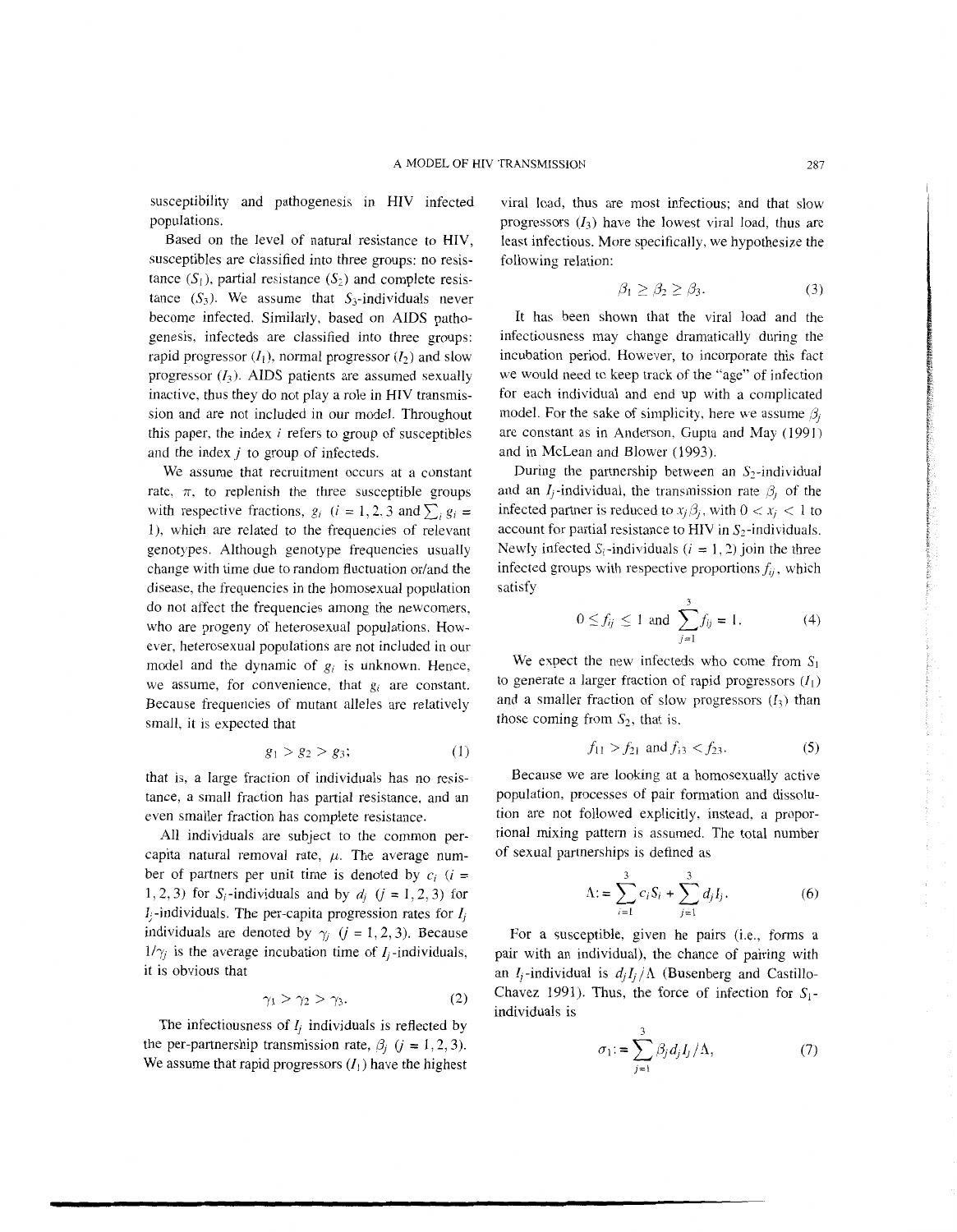susceptibility and pathogenesis in HIV infected populations.

Based on the level of natural resistance to HIV, susceptibles are classified into three groups: no resistance ($S_1$), partial resistance ($S_2$) and complete resistance ($S_3$). We assume that $S_3$-individuals never become infected. Similarly, based on AIDS pathogenesis, infecteds are classified into three groups: rapid progressor ($I_1$), normal progressor ($I_2$) and slow progressor ($I_3$). AIDS patients are assumed sexually inactive, thus they do not play a role in HIV transmission and are not included in our model. Throughout this paper, the index $i$ refers to group of susceptibles and the index $j$ to group of infecteds.

We assume that recruitment occurs at a constant rate, $\pi$, to replenish the three susceptible groups with respective fractions, $g_i$ ($i = 1, 2, 3$ and $\sum_i g_i = 1$), which are related to the frequencies of relevant genotypes. Although genotype frequencies usually change with time due to random fluctuation or/and the disease, the frequencies in the homosexual population do not affect the frequencies among the newcomers, who are progeny of heterosexual populations. However, heterosexual populations are not included in our model and the dynamic of $g_i$ is unknown. Hence, we assume, for convenience, that $g_i$ are constant. Because frequencies of mutant alleles are relatively small, it is expected that

$$g_1 > g_2 > g_3; \tag{1}$$

that is, a large fraction of individuals has no resistance, a small fraction has partial resistance, and an even smaller fraction has complete resistance.

All individuals are subject to the common per-capita natural removal rate, $\mu$. The average number of partners per unit time is denoted by $c_i$ ($i = 1, 2, 3$) for $S_i$-individuals and by $d_j$ ($j = 1, 2, 3$) for $I_j$-individuals. The per-capita progression rates for $I_j$ individuals are denoted by $\gamma_j$ ($j = 1, 2, 3$). Because $1/\gamma_j$ is the average incubation time of $I_j$-individuals, it is obvious that

$$\gamma_1 > \gamma_2 > \gamma_3. \tag{2}$$

The infectiousness of $I_j$ individuals is reflected by the per-partnership transmission rate, $\beta_j$ ($j = 1, 2, 3$). We assume that rapid progressors ($I_1$) have the highest viral load, thus are most infectious; and that slow progressors ($I_3$) have the lowest viral load, thus are least infectious. More specifically, we hypothesize the following relation:

$$\beta_1 \geq \beta_2 \geq \beta_3. \tag{3}$$

It has been shown that the viral load and the infectiousness may change dramatically during the incubation period. However, to incorporate this fact we would need to keep track of the "age" of infection for each individual and end up with a complicated model. For the sake of simplicity, here we assume $\beta_j$ are constant as in Anderson, Gupta and May (1991) and in McLean and Blower (1993).

During the partnership between an $S_2$-individual and an $I_j$-individual, the transmission rate $\beta_j$ of the infected partner is reduced to $x_j\beta_j$, with $0 < x_j < 1$ to account for partial resistance to HIV in $S_2$-individuals. Newly infected $S_i$-individuals ($i = 1, 2$) join the three infected groups with respective proportions $f_{ij}$, which satisfy

$$0 \leq f_{ij} \leq 1 \text{ and } \sum_{j=1}^{3} f_{ij} = 1. \tag{4}$$

We expect the new infecteds who come from $S_1$ to generate a larger fraction of rapid progressors ($I_1$) and a smaller fraction of slow progressors ($I_3$) than those coming from $S_2$, that is,

$$f_{11} > f_{21} \text{ and } f_{13} < f_{23}. \tag{5}$$

Because we are looking at a homosexually active population, processes of pair formation and dissolution are not followed explicitly, instead, a proportional mixing pattern is assumed. The total number of sexual partnerships is defined as

$$\Lambda := \sum_{i=1}^{3} c_i S_i + \sum_{j=1}^{3} d_j I_j. \tag{6}$$

For a susceptible, given he pairs (i.e., forms a pair with an individual), the chance of pairing with an $I_j$-individual is $d_j I_j / \Lambda$ (Busenberg and Castillo-Chavez 1991). Thus, the force of infection for $S_1$-individuals is

$$\sigma_1 := \sum_{j=1}^{3} \beta_j d_j I_j / \Lambda, \tag{7}$$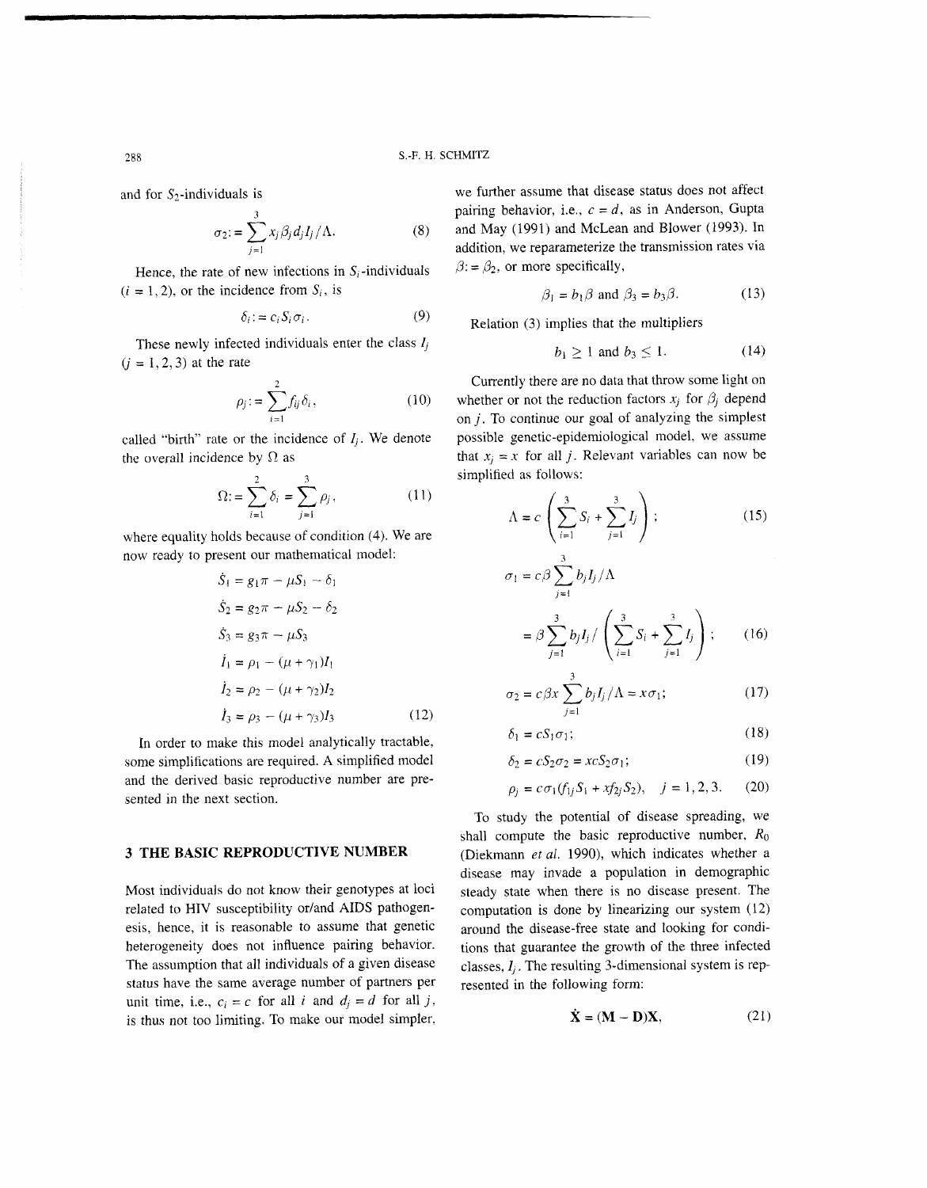and for $S_2$-individuals is

$$\sigma_2 := \sum_{j=1}^{3} x_j \beta_j d_j I_j / \Lambda. \tag{8}$$

Hence, the rate of new infections in $S_i$-individuals ($i = 1, 2$), or the incidence from $S_i$, is

$$\delta_i := c_i S_i \sigma_i. \tag{9}$$

These newly infected individuals enter the class $I_j$ ($j = 1, 2, 3$) at the rate

$$\rho_j := \sum_{i=1}^{2} f_{ij} \delta_i, \tag{10}$$

called "birth" rate or the incidence of $I_j$. We denote the overall incidence by $\Omega$ as

$$\Omega := \sum_{i=1}^{2} \delta_i = \sum_{j=1}^{3} \rho_j, \tag{11}$$

where equality holds because of condition (4). We are now ready to present our mathematical model:

$$\begin{aligned}
\dot{S}_1 &= g_1 \pi - \mu S_1 - \delta_1 \\
\dot{S}_2 &= g_2 \pi - \mu S_2 - \delta_2 \\
\dot{S}_3 &= g_3 \pi - \mu S_3 \\
\dot{I}_1 &= \rho_1 - (\mu + \gamma_1) I_1 \\
\dot{I}_2 &= \rho_2 - (\mu + \gamma_2) I_2 \\
\dot{I}_3 &= \rho_3 - (\mu + \gamma_3) I_3
\end{aligned} \tag{12}$$

In order to make this model analytically tractable, some simplifications are required. A simplified model and the derived basic reproductive number are presented in the next section.

## 3 THE BASIC REPRODUCTIVE NUMBER

Most individuals do not know their genotypes at loci related to HIV susceptibility or/and AIDS pathogenesis, hence, it is reasonable to assume that genetic heterogeneity does not influence pairing behavior. The assumption that all individuals of a given disease status have the same average number of partners per unit time, i.e., $c_i = c$ for all $i$ and $d_j = d$ for all $j$, is thus not too limiting. To make our model simpler, we further assume that disease status does not affect pairing behavior, i.e., $c = d$, as in Anderson, Gupta and May (1991) and McLean and Blower (1993). In addition, we reparameterize the transmission rates via $\beta := \beta_2$, or more specifically,

$$\beta_1 = b_1 \beta \text{ and } \beta_3 = b_3 \beta. \tag{13}$$

Relation (3) implies that the multipliers

$$b_1 \geq 1 \text{ and } b_3 \leq 1. \tag{14}$$

Currently there are no data that throw some light on whether or not the reduction factors $x_j$ for $\beta_j$ depend on $j$. To continue our goal of analyzing the simplest possible genetic-epidemiological model, we assume that $x_j = x$ for all $j$. Relevant variables can now be simplified as follows:

$$\Lambda = c \left( \sum_{i=1}^{3} S_i + \sum_{j=1}^{3} I_j \right); \tag{15}$$

$$\begin{aligned}
\sigma_1 &= c\beta \sum_{j=1}^{3} b_j I_j / \Lambda \\
&= \beta \sum_{j=1}^{3} b_j I_j \Big/ \left( \sum_{i=1}^{3} S_i + \sum_{j=1}^{3} I_j \right);
\end{aligned} \tag{16}$$

$$\sigma_2 = c\beta x \sum_{j=1}^{3} b_j I_j / \Lambda = x\sigma_1; \tag{17}$$

$$\delta_1 = c S_1 \sigma_1; \tag{18}$$

$$\delta_2 = c S_2 \sigma_2 = x c S_2 \sigma_1; \tag{19}$$

$$\rho_j = c\sigma_1 (f_{1j} S_1 + x f_{2j} S_2), \quad j = 1, 2, 3. \tag{20}$$

To study the potential of disease spreading, we shall compute the basic reproductive number, $R_0$ (Diekmann *et al.* 1990), which indicates whether a disease may invade a population in demographic steady state when there is no disease present. The computation is done by linearizing our system (12) around the disease-free state and looking for conditions that guarantee the growth of the three infected classes, $I_j$. The resulting 3-dimensional system is represented in the following form:

$$\dot{\mathbf{X}} = (\mathbf{M} - \mathbf{D})\mathbf{X}, \tag{21}$$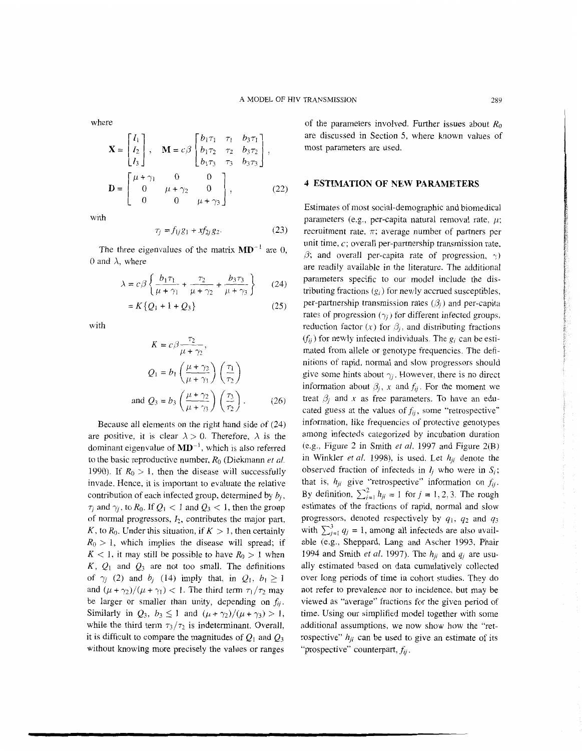where

$$\mathbf{X} = \begin{bmatrix} I_1 \\ I_2 \\ I_3 \end{bmatrix}, \quad \mathbf{M} = c\beta \begin{bmatrix} b_1\tau_1 & \tau_1 & b_3\tau_1 \\ b_1\tau_2 & \tau_2 & b_3\tau_2 \\ b_1\tau_3 & \tau_3 & b_3\tau_3 \end{bmatrix},$$

$$\mathbf{D} = \begin{bmatrix} \mu+\gamma_1 & 0 & 0 \\ 0 & \mu+\gamma_2 & 0 \\ 0 & 0 & \mu+\gamma_3 \end{bmatrix}, \tag{22}$$

with

$$\tau_j = f_{1j}g_1 + xf_{2j}g_2. \tag{23}$$

The three eigenvalues of the matrix $\mathbf{MD}^{-1}$ are 0, 0 and $\lambda$, where

$$\lambda = c\beta\left\{\frac{b_1\tau_1}{\mu+\gamma_1} + \frac{\tau_2}{\mu+\gamma_2} + \frac{b_3\tau_3}{\mu+\gamma_3}\right\} \tag{24}$$

$$= K\{Q_1 + 1 + Q_3\} \tag{25}$$

with

$$K = c\beta\frac{\tau_2}{\mu+\gamma_2},$$

$$Q_1 = b_1\left(\frac{\mu+\gamma_2}{\mu+\gamma_1}\right)\left(\frac{\tau_1}{\tau_2}\right)$$

$$\text{and } Q_3 = b_3\left(\frac{\mu+\gamma_2}{\mu+\gamma_3}\right)\left(\frac{\tau_3}{\tau_2}\right). \tag{26}$$

Because all elements on the right hand side of (24) are positive, it is clear $\lambda > 0$. Therefore, $\lambda$ is the dominant eigenvalue of $\mathbf{MD}^{-1}$, which is also referred to the basic reproductive number, $R_0$ (Diekmann *et al.* 1990). If $R_0 > 1$, then the disease will successfully invade. Hence, it is important to evaluate the relative contribution of each infected group, determined by $b_j$, $\tau_j$ and $\gamma_j$, to $R_0$. If $Q_1 < 1$ and $Q_3 < 1$, then the group of normal progressors, $I_2$, contributes the major part, $K$, to $R_0$. Under this situation, if $K > 1$, then certainly $R_0 > 1$, which implies the disease will spread; if $K < 1$, it may still be possible to have $R_0 > 1$ when $K$, $Q_1$ and $Q_3$ are not too small. The definitions of $\gamma_j$ (2) and $b_j$ (14) imply that, in $Q_1$, $b_1 \geq 1$ and $(\mu+\gamma_2)/(\mu+\gamma_1) < 1$. The third term $\tau_1/\tau_2$ may be larger or smaller than unity, depending on $f_{ij}$. Similarly in $Q_3$, $b_3 \leq 1$ and $(\mu+\gamma_2)/(\mu+\gamma_3) > 1$, while the third term $\tau_3/\tau_2$ is indeterminant. Overall, it is difficult to compare the magnitudes of $Q_1$ and $Q_3$ without knowing more precisely the values or ranges of the parameters involved. Further issues about $R_0$ are discussed in Section 5, where known values of most parameters are used.

## 4 ESTIMATION OF NEW PARAMETERS

Estimates of most social-demographic and biomedical parameters (e.g., per-capita natural removal rate, $\mu$; recruitment rate, $\pi$; average number of partners per unit time, $c$; overall per-partnership transmission rate, $\beta$; and overall per-capita rate of progression, $\gamma$) are readily available in the literature. The additional parameters specific to our model include the distributing fractions ($g_i$) for newly accrued susceptibles, per-partnership transmission rates ($\beta_j$) and per-capita rates of progression ($\gamma_j$) for different infected groups, reduction factor ($x$) for $\beta_j$, and distributing fractions ($f_{ij}$) for newly infected individuals. The $g_i$ can be estimated from allele or genotype frequencies. The definitions of rapid, normal and slow progressors should give some hints about $\gamma_j$. However, there is no direct information about $\beta_j$, $x$ and $f_{ij}$. For the moment we treat $\beta_j$ and $x$ as free parameters. To have an educated guess at the values of $f_{ij}$, some "retrospective" information, like frequencies of protective genotypes among infecteds categorized by incubation duration (e.g., Figure 2 in Smith *et al.* 1997 and Figure 2(B) in Winkler *et al.* 1998), is used. Let $h_{ji}$ denote the observed fraction of infecteds in $I_j$ who were in $S_i$; that is, $h_{ji}$ give "retrospective" information on $f_{ij}$. By definition, $\sum_{i=1}^{2} h_{ji} = 1$ for $j = 1, 2, 3$. The rough estimates of the fractions of rapid, normal and slow progressors, denoted respectively by $q_1$, $q_2$ and $q_3$ with $\sum_{j=1}^{3} q_j = 1$, among all infecteds are also available (e.g., Sheppard, Lang and Ascher 1993, Phair 1994 and Smith *et al.* 1997). The $h_{ji}$ and $q_j$ are usually estimated based on data cumulatively collected over long periods of time in cohort studies. They do not refer to prevalence nor to incidence, but may be viewed as "average" fractions for the given period of time. Using our simplified model together with some additional assumptions, we now show how the "retrospective" $h_{ji}$ can be used to give an estimate of its "prospective" counterpart, $f_{ij}$.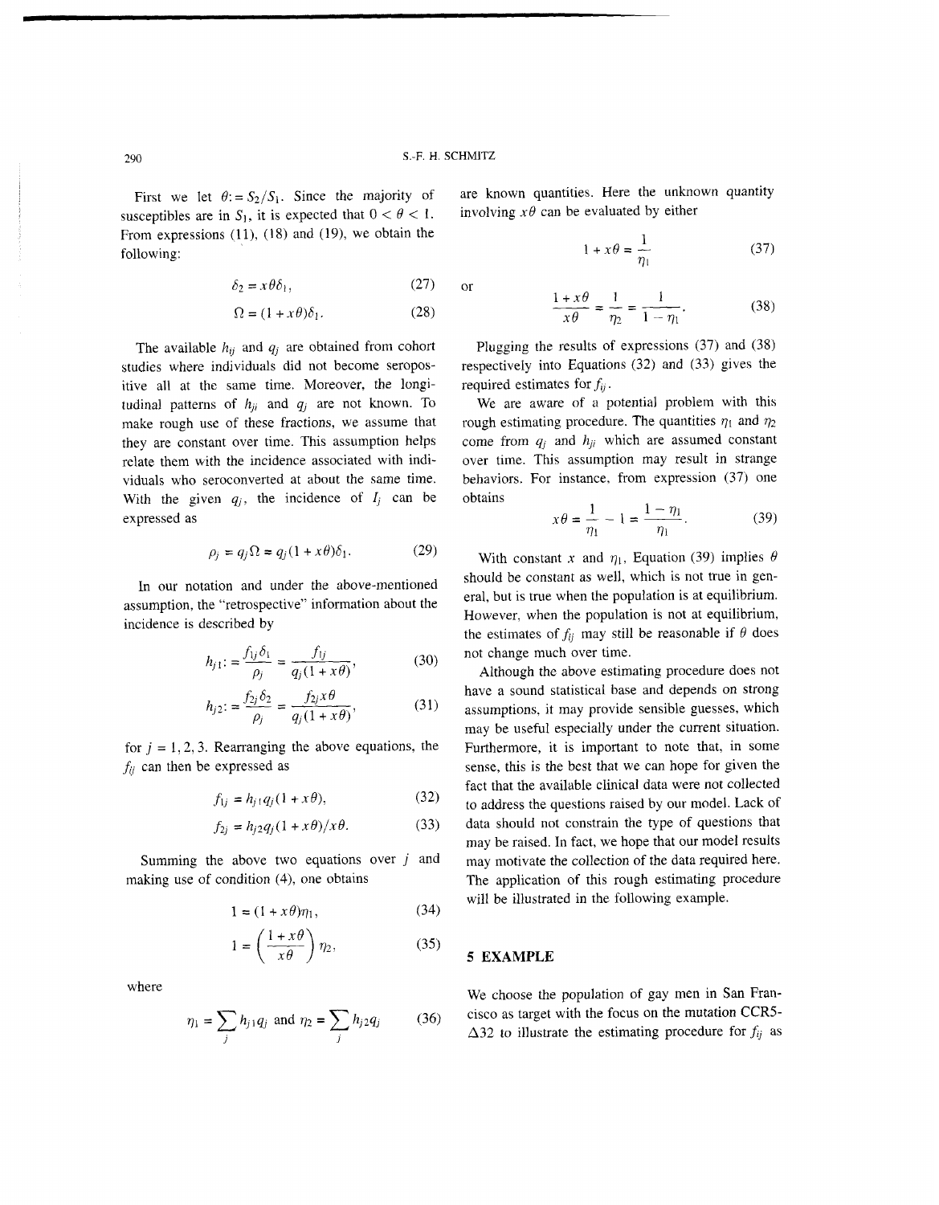First we let $\theta := S_2/S_1$. Since the majority of susceptibles are in $S_1$, it is expected that $0 < \theta < 1$. From expressions (11), (18) and (19), we obtain the following:

$$\delta_2 = x\theta\delta_1, \tag{27}$$

$$\Omega = (1 + x\theta)\delta_1. \tag{28}$$

The available $h_{ij}$ and $q_j$ are obtained from cohort studies where individuals did not become seropositive all at the same time. Moreover, the longitudinal patterns of $h_{ji}$ and $q_j$ are not known. To make rough use of these fractions, we assume that they are constant over time. This assumption helps relate them with the incidence associated with individuals who seroconverted at about the same time. With the given $q_j$, the incidence of $I_j$ can be expressed as

$$\rho_j = q_j\Omega = q_j(1 + x\theta)\delta_1. \tag{29}$$

In our notation and under the above-mentioned assumption, the "retrospective" information about the incidence is described by

$$h_{j1} := \frac{f_{1j}\delta_1}{\rho_j} = \frac{f_{1j}}{q_j(1 + x\theta)}, \tag{30}$$

$$h_{j2} := \frac{f_{2j}\delta_2}{\rho_j} = \frac{f_{2j}x\theta}{q_j(1 + x\theta)}, \tag{31}$$

for $j = 1, 2, 3$. Rearranging the above equations, the $f_{ij}$ can then be expressed as

$$f_{1j} = h_{j1}q_j(1 + x\theta), \tag{32}$$

$$f_{2j} = h_{j2}q_j(1 + x\theta)/x\theta. \tag{33}$$

Summing the above two equations over $j$ and making use of condition (4), one obtains

$$1 = (1 + x\theta)\eta_1, \tag{34}$$

$$1 = \left(\frac{1 + x\theta}{x\theta}\right)\eta_2, \tag{35}$$

where

$$\eta_1 = \sum_j h_{j1}q_j \text{ and } \eta_2 = \sum_j h_{j2}q_j \tag{36}$$

are known quantities. Here the unknown quantity involving $x\theta$ can be evaluated by either

$$1 + x\theta = \frac{1}{\eta_1} \tag{37}$$

or

$$\frac{1 + x\theta}{x\theta} = \frac{1}{\eta_2} = \frac{1}{1 - \eta_1}. \tag{38}$$

Plugging the results of expressions (37) and (38) respectively into Equations (32) and (33) gives the required estimates for $f_{ij}$.

We are aware of a potential problem with this rough estimating procedure. The quantities $\eta_1$ and $\eta_2$ come from $q_j$ and $h_{ji}$ which are assumed constant over time. This assumption may result in strange behaviors. For instance, from expression (37) one obtains

$$x\theta = \frac{1}{\eta_1} - 1 = \frac{1 - \eta_1}{\eta_1}. \tag{39}$$

With constant $x$ and $\eta_1$, Equation (39) implies $\theta$ should be constant as well, which is not true in general, but is true when the population is at equilibrium. However, when the population is not at equilibrium, the estimates of $f_{ij}$ may still be reasonable if $\theta$ does not change much over time.

Although the above estimating procedure does not have a sound statistical base and depends on strong assumptions, it may provide sensible guesses, which may be useful especially under the current situation. Furthermore, it is important to note that, in some sense, this is the best that we can hope for given the fact that the available clinical data were not collected to address the questions raised by our model. Lack of data should not constrain the type of questions that may be raised. In fact, we hope that our model results may motivate the collection of the data required here. The application of this rough estimating procedure will be illustrated in the following example.

## 5 EXAMPLE

We choose the population of gay men in San Francisco as target with the focus on the mutation CCR5-$\Delta 32$ to illustrate the estimating procedure for $f_{ij}$ as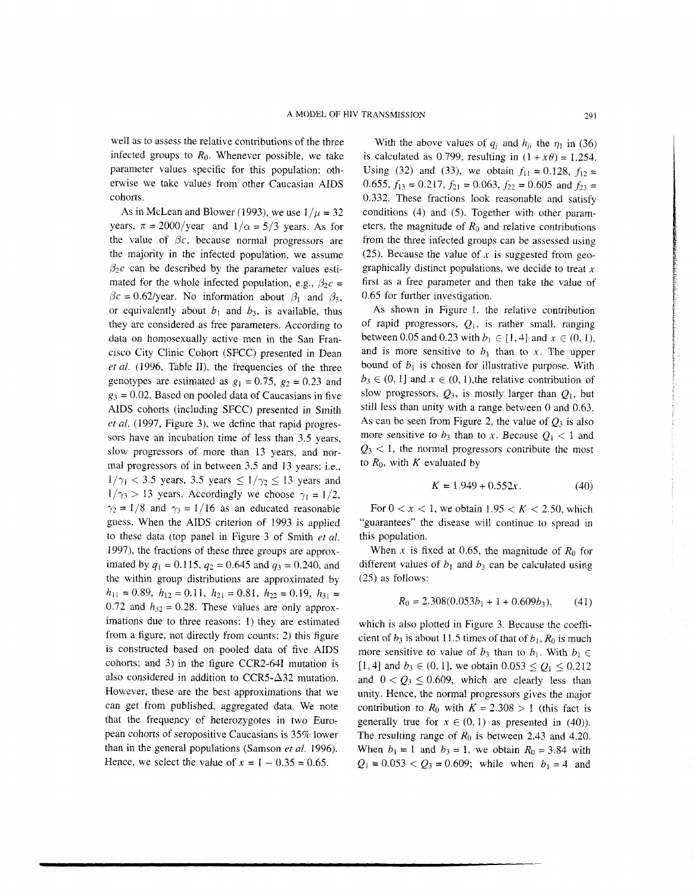well as to assess the relative contributions of the three infected groups to $R_0$. Whenever possible, we take parameter values specific for this population; otherwise we take values from other Caucasian AIDS cohorts.

As in McLean and Blower (1993), we use $1/\mu = 32$ years, $\pi = 2000$/year and $1/\alpha = 5/3$ years. As for the value of $\beta c$, because normal progressors are the majority in the infected population, we assume $\beta_2 c$ can be described by the parameter values estimated for the whole infected population, e.g., $\beta_2 c = \beta c = 0.62$/year. No information about $\beta_1$ and $\beta_3$, or equivalently about $b_1$ and $b_3$, is available, thus they are considered as free parameters. According to data on homosexually active men in the San Francisco City Clinic Cohort (SFCC) presented in Dean *et al.* (1996, Table II), the frequencies of the three genotypes are estimated as $g_1 = 0.75$, $g_2 = 0.23$ and $g_3 = 0.02$. Based on pooled data of Caucasians in five AIDS cohorts (including SFCC) presented in Smith *et al.* (1997, Figure 3), we define that rapid progressors have an incubation time of less than 3.5 years, slow progressors of more than 13 years, and normal progressors of in between 3.5 and 13 years; i.e., $1/\gamma_1 < 3.5$ years, 3.5 years $\leq 1/\gamma_2 \leq 13$ years and $1/\gamma_3 > 13$ years. Accordingly we choose $\gamma_1 = 1/2$, $\gamma_2 = 1/8$ and $\gamma_3 = 1/16$ as an educated reasonable guess. When the AIDS criterion of 1993 is applied to these data (top panel in Figure 3 of Smith *et al.* 1997), the fractions of these three groups are approximated by $q_1 = 0.115$, $q_2 = 0.645$ and $q_3 = 0.240$, and the within group distributions are approximated by $h_{11} = 0.89$, $h_{12} = 0.11$, $h_{21} = 0.81$, $h_{22} = 0.19$, $h_{31} = 0.72$ and $h_{32} = 0.28$. These values are only approximations due to three reasons: 1) they are estimated from a figure, not directly from counts; 2) this figure is constructed based on pooled data of five AIDS cohorts; and 3) in the figure CCR2-64I mutation is also considered in addition to CCR5-$\Delta$32 mutation. However, these are the best approximations that we can get from published, aggregated data. We note that the frequency of heterozygotes in two European cohorts of seropositive Caucasians is 35% lower than in the general populations (Samson *et al.* 1996). Hence, we select the value of $x = 1 - 0.35 = 0.65$.

With the above values of $q_j$ and $h_{ji}$ the $\eta_1$ in (36) is calculated as 0.799, resulting in $(1 + x\theta) = 1.254$. Using (32) and (33), we obtain $f_{11} = 0.128$, $f_{12} = 0.655$, $f_{13} = 0.217$, $f_{21} = 0.063$, $f_{22} = 0.605$ and $f_{23} = 0.332$. These fractions look reasonable and satisfy conditions (4) and (5). Together with other parameters, the magnitude of $R_0$ and relative contributions from the three infected groups can be assessed using (25). Because the value of $x$ is suggested from geographically distinct populations, we decide to treat $x$ first as a free parameter and then take the value of 0.65 for further investigation.

As shown in Figure 1, the relative contribution of rapid progressors, $Q_1$, is rather small, ranging between 0.05 and 0.23 with $b_1 \in [1, 4]$ and $x \in (0, 1)$, and is more sensitive to $b_1$ than to $x$. The upper bound of $b_1$ is chosen for illustrative purpose. With $b_3 \in (0, 1]$ and $x \in (0, 1)$, the relative contribution of slow progressors, $Q_3$, is mostly larger than $Q_1$, but still less than unity with a range between 0 and 0.63. As can be seen from Figure 2, the value of $Q_3$ is also more sensitive to $b_3$ than to $x$. Because $Q_1 < 1$ and $Q_3 < 1$, the normal progressors contribute the most to $R_0$, with $K$ evaluated by

$$K = 1.949 + 0.552x. \tag{40}$$

For $0 < x < 1$, we obtain $1.95 < K < 2.50$, which "guarantees" the disease will continue to spread in this population.

When $x$ is fixed at 0.65, the magnitude of $R_0$ for different values of $b_1$ and $b_3$ can be calculated using (25) as follows:

$$R_0 = 2.308(0.053b_1 + 1 + 0.609b_3), \tag{41}$$

which is also plotted in Figure 3. Because the coefficient of $b_3$ is about 11.5 times of that of $b_1$, $R_0$ is much more sensitive to value of $b_3$ than to $b_1$. With $b_1 \in [1, 4]$ and $b_3 \in (0, 1]$, we obtain $0.053 \leq Q_1 \leq 0.212$ and $0 < Q_3 \leq 0.609$, which are clearly less than unity. Hence, the normal progressors gives the major contribution to $R_0$ with $K = 2.308 > 1$ (this fact is generally true for $x \in (0, 1)$ as presented in (40)). The resulting range of $R_0$ is between 2.43 and 4.20. When $b_1 = 1$ and $b_3 = 1$, we obtain $R_0 = 3.84$ with $Q_1 = 0.053 < Q_3 = 0.609$; while when $b_1 = 4$ and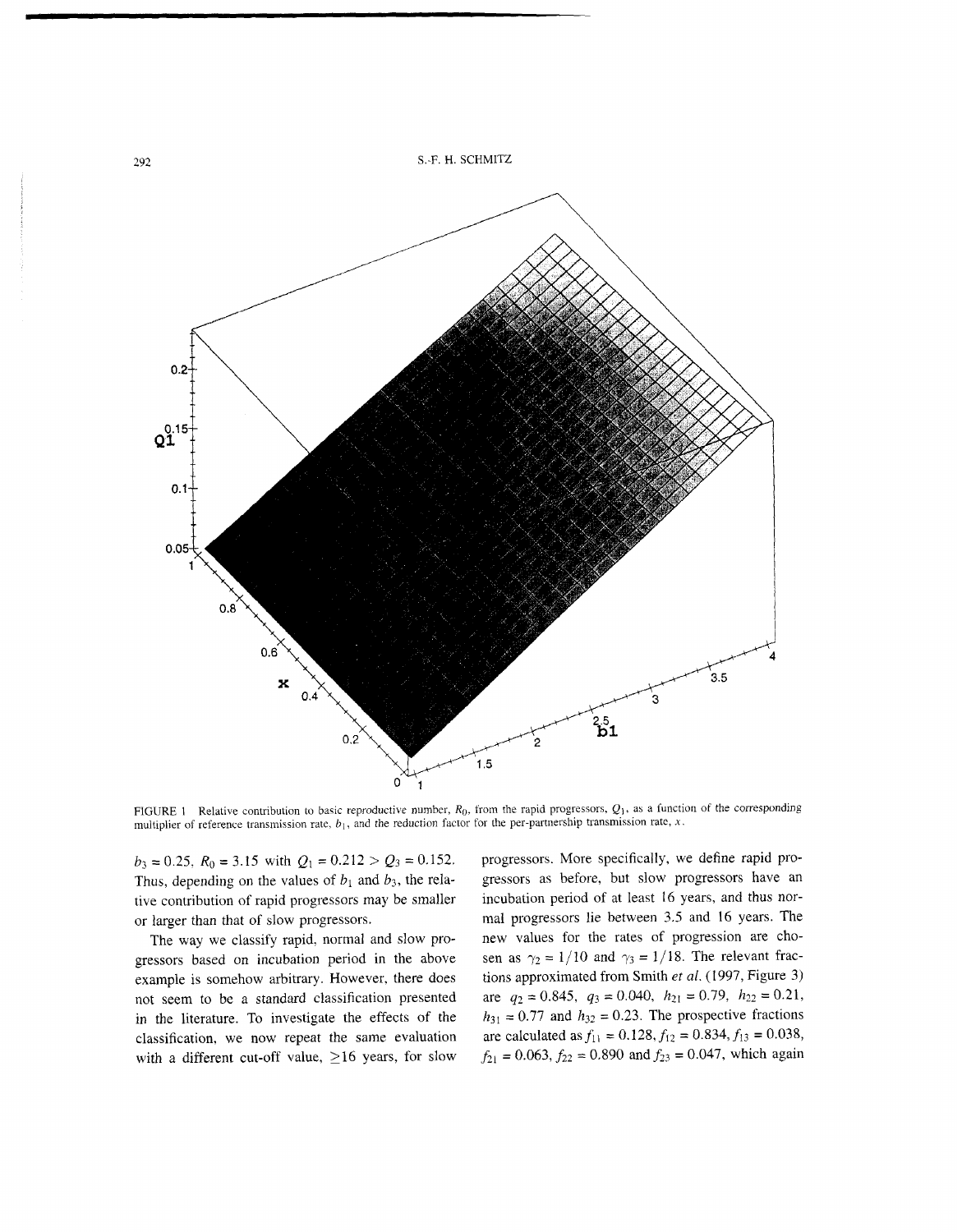FIGURE 1 Relative contribution to basic reproductive number, $R_0$, from the rapid progressors, $Q_1$, as a function of the corresponding multiplier of reference transmission rate, $b_1$, and the reduction factor for the per-partnership transmission rate, $x$.

$b_3 = 0.25$, $R_0 = 3.15$ with $Q_1 = 0.212 > Q_3 = 0.152$. Thus, depending on the values of $b_1$ and $b_3$, the relative contribution of rapid progressors may be smaller or larger than that of slow progressors.

The way we classify rapid, normal and slow progressors based on incubation period in the above example is somehow arbitrary. However, there does not seem to be a standard classification presented in the literature. To investigate the effects of the classification, we now repeat the same evaluation with a different cut-off value, $\geq$16 years, for slow progressors. More specifically, we define rapid progressors as before, but slow progressors have an incubation period of at least 16 years, and thus normal progressors lie between 3.5 and 16 years. The new values for the rates of progression are chosen as $\gamma_2 = 1/10$ and $\gamma_3 = 1/18$. The relevant fractions approximated from Smith *et al.* (1997, Figure 3) are $q_2 = 0.845$, $q_3 = 0.040$, $h_{21} = 0.79$, $h_{22} = 0.21$, $h_{31} = 0.77$ and $h_{32} = 0.23$. The prospective fractions are calculated as $f_{11} = 0.128, f_{12} = 0.834, f_{13} = 0.038$, $f_{21} = 0.063, f_{22} = 0.890$ and $f_{23} = 0.047$, which again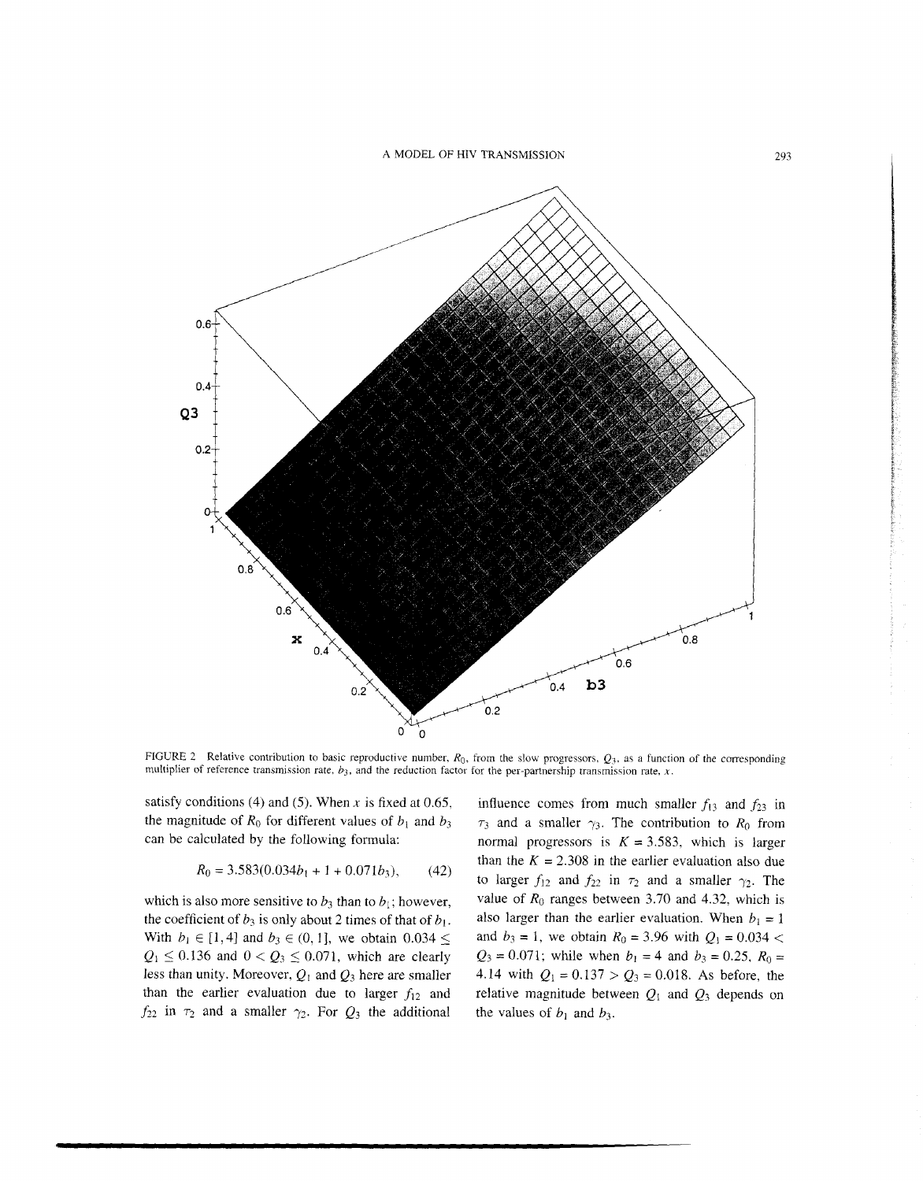FIGURE 2 Relative contribution to basic reproductive number, $R_0$, from the slow progressors, $Q_3$, as a function of the corresponding multiplier of reference transmission rate, $b_3$, and the reduction factor for the per-partnership transmission rate, $x$.

satisfy conditions (4) and (5). When $x$ is fixed at 0.65, the magnitude of $R_0$ for different values of $b_1$ and $b_3$ can be calculated by the following formula:

$$R_0 = 3.583(0.034b_1 + 1 + 0.071b_3), \tag{42}$$

which is also more sensitive to $b_3$ than to $b_1$; however, the coefficient of $b_3$ is only about 2 times of that of $b_1$. With $b_1 \in [1, 4]$ and $b_3 \in (0, 1]$, we obtain $0.034 \leq Q_1 \leq 0.136$ and $0 < Q_3 \leq 0.071$, which are clearly less than unity. Moreover, $Q_1$ and $Q_3$ here are smaller than the earlier evaluation due to larger $f_{12}$ and $f_{22}$ in $\tau_2$ and a smaller $\gamma_2$. For $Q_3$ the additional influence comes from much smaller $f_{13}$ and $f_{23}$ in $\tau_3$ and a smaller $\gamma_3$. The contribution to $R_0$ from normal progressors is $K = 3.583$, which is larger than the $K = 2.308$ in the earlier evaluation also due to larger $f_{12}$ and $f_{22}$ in $\tau_2$ and a smaller $\gamma_2$. The value of $R_0$ ranges between 3.70 and 4.32, which is also larger than the earlier evaluation. When $b_1 = 1$ and $b_3 = 1$, we obtain $R_0 = 3.96$ with $Q_1 = 0.034 < Q_3 = 0.071$; while when $b_1 = 4$ and $b_3 = 0.25$, $R_0 = 4.14$ with $Q_1 = 0.137 > Q_3 = 0.018$. As before, the relative magnitude between $Q_1$ and $Q_3$ depends on the values of $b_1$ and $b_3$.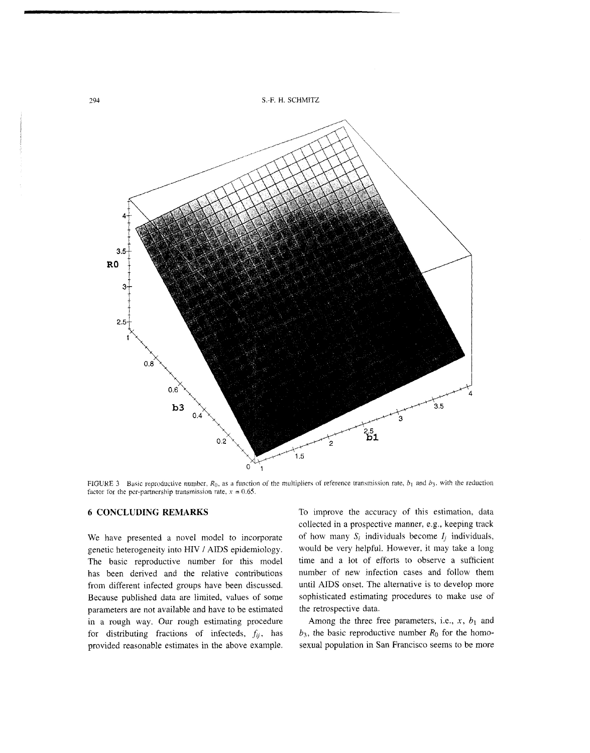FIGURE 3 Basic reproductive number, $R_0$, as a function of the multipliers of reference transmission rate, $b_1$ and $b_3$, with the reduction factor for the per-partnership transmission rate, $x = 0.65$.

## 6 CONCLUDING REMARKS

We have presented a novel model to incorporate genetic heterogeneity into HIV / AIDS epidemiology. The basic reproductive number for this model has been derived and the relative contributions from different infected groups have been discussed. Because published data are limited, values of some parameters are not available and have to be estimated in a rough way. Our rough estimating procedure for distributing fractions of infecteds, $f_{ij}$, has provided reasonable estimates in the above example. To improve the accuracy of this estimation, data collected in a prospective manner, e.g., keeping track of how many $S_i$ individuals become $I_j$ individuals, would be very helpful. However, it may take a long time and a lot of efforts to observe a sufficient number of new infection cases and follow them until AIDS onset. The alternative is to develop more sophisticated estimating procedures to make use of the retrospective data.

Among the three free parameters, i.e., $x$, $b_1$ and $b_3$, the basic reproductive number $R_0$ for the homosexual population in San Francisco seems to be more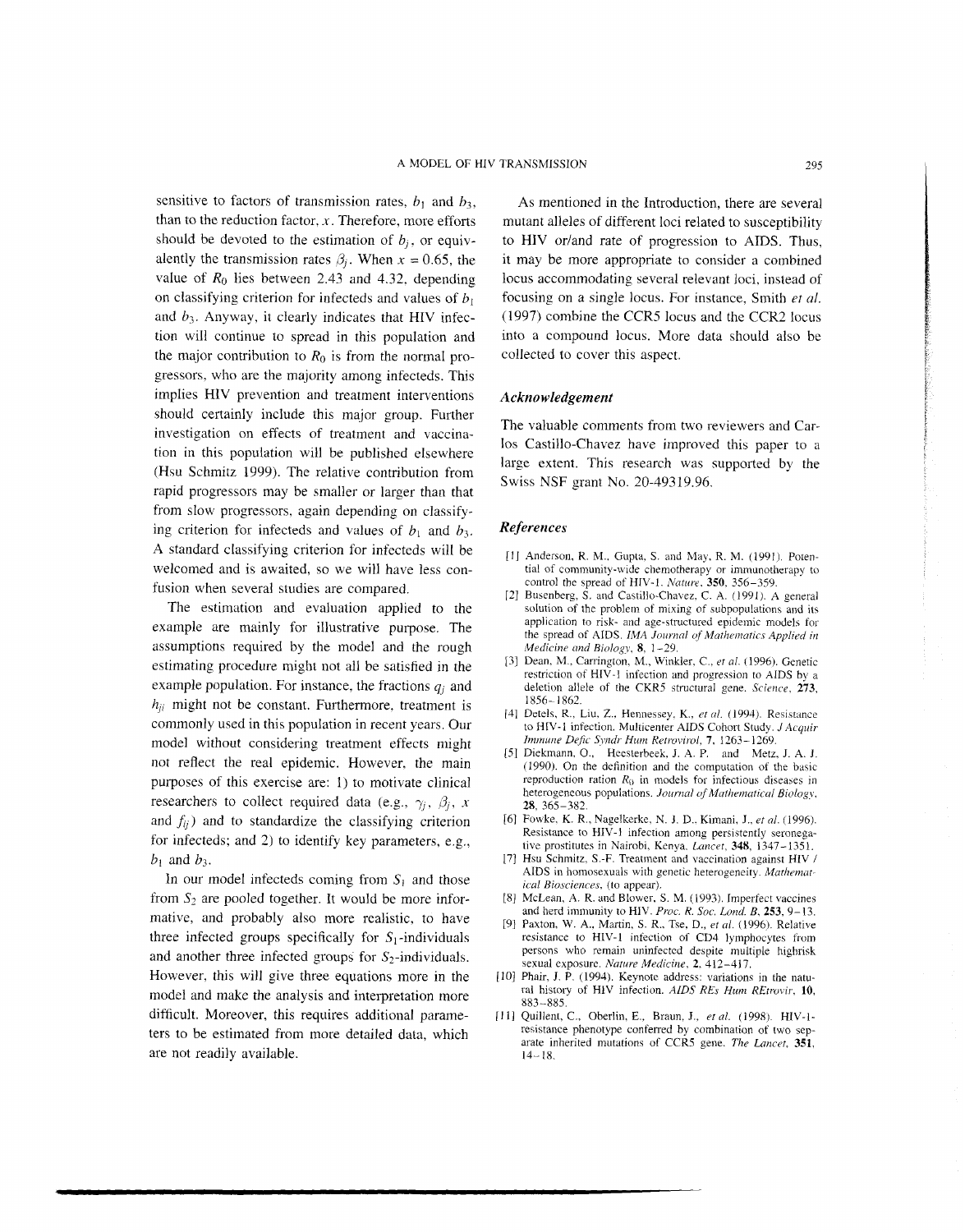sensitive to factors of transmission rates, $b_1$ and $b_3$, than to the reduction factor, $x$. Therefore, more efforts should be devoted to the estimation of $b_j$, or equivalently the transmission rates $\beta_j$. When $x = 0.65$, the value of $R_0$ lies between 2.43 and 4.32, depending on classifying criterion for infecteds and values of $b_1$ and $b_3$. Anyway, it clearly indicates that HIV infection will continue to spread in this population and the major contribution to $R_0$ is from the normal progressors, who are the majority among infecteds. This implies HIV prevention and treatment interventions should certainly include this major group. Further investigation on effects of treatment and vaccination in this population will be published elsewhere (Hsu Schmitz 1999). The relative contribution from rapid progressors may be smaller or larger than that from slow progressors, again depending on classifying criterion for infecteds and values of $b_1$ and $b_3$. A standard classifying criterion for infecteds will be welcomed and is awaited, so we will have less confusion when several studies are compared.

The estimation and evaluation applied to the example are mainly for illustrative purpose. The assumptions required by the model and the rough estimating procedure might not all be satisfied in the example population. For instance, the fractions $q_j$ and $h_{ji}$ might not be constant. Furthermore, treatment is commonly used in this population in recent years. Our model without considering treatment effects might not reflect the real epidemic. However, the main purposes of this exercise are: 1) to motivate clinical researchers to collect required data (e.g., $\gamma_j$, $\beta_j$, $x$ and $f_{ij}$) and to standardize the classifying criterion for infecteds; and 2) to identify key parameters, e.g., $b_1$ and $b_3$.

In our model infecteds coming from $S_1$ and those from $S_2$ are pooled together. It would be more informative, and probably also more realistic, to have three infected groups specifically for $S_1$-individuals and another three infected groups for $S_2$-individuals. However, this will give three equations more in the model and make the analysis and interpretation more difficult. Moreover, this requires additional parameters to be estimated from more detailed data, which are not readily available.

As mentioned in the Introduction, there are several mutant alleles of different loci related to susceptibility to HIV or/and rate of progression to AIDS. Thus, it may be more appropriate to consider a combined locus accommodating several relevant loci, instead of focusing on a single locus. For instance, Smith *et al.* (1997) combine the CCR5 locus and the CCR2 locus into a compound locus. More data should also be collected to cover this aspect.

### Acknowledgement

The valuable comments from two reviewers and Carlos Castillo-Chavez have improved this paper to a large extent. This research was supported by the Swiss NSF grant No. 20-49319.96.

### References

[1] Anderson, R. M., Gupta, S. and May, R. M. (1991). Potential of community-wide chemotherapy or immunotherapy to control the spread of HIV-1. *Nature*, **350**, 356–359.

[2] Busenberg, S. and Castillo-Chavez, C. A. (1991). A general solution of the problem of mixing of subpopulations and its application to risk- and age-structured epidemic models for the spread of AIDS. *IMA Journal of Mathematics Applied in Medicine and Biology*, **8**, 1–29.

[3] Dean, M., Carrington, M., Winkler, C., *et al.* (1996). Genetic restriction of HIV-1 infection and progression to AIDS by a deletion allele of the CKR5 structural gene. *Science*, **273**, 1856–1862.

[4] Detels, R., Liu, Z., Hennessey, K., *et al.* (1994). Resistance to HIV-1 infection. Multicenter AIDS Cohort Study. *J Acquir Immune Defic Syndr Hum Retrovirol*, **7**, 1263–1269.

[5] Diekmann, O., Heesterbeek, J. A. P. and Metz, J. A. J. (1990). On the definition and the computation of the basic reproduction ration $R_0$ in models for infectious diseases in heterogeneous populations. *Journal of Mathematical Biology*, **28**, 365–382.

[6] Fowke, K. R., Nagelkerke, N. J. D., Kimani, J., *et al.* (1996). Resistance to HIV-1 infection among persistently seronegative prostitutes in Nairobi, Kenya. *Lancet*, **348**, 1347–1351.

[7] Hsu Schmitz, S.-F. Treatment and vaccination against HIV / AIDS in homosexuals with genetic heterogeneity. *Mathematical Biosciences*, (to appear).

[8] McLean, A. R. and Blower, S. M. (1993). Imperfect vaccines and herd immunity to HIV. *Proc. R. Soc. Lond. B*, **253**, 9–13.

[9] Paxton, W. A., Martin, S. R., Tse, D., *et al.* (1996). Relative resistance to HIV-1 infection of CD4 lymphocytes from persons who remain uninfected despite multiple highrisk sexual exposure. *Nature Medicine*, **2**, 412–417.

[10] Phair, J. P. (1994). Keynote address: variations in the natural history of HIV infection. *AIDS REs Hum REtrovir*, **10**, 883–885.

[11] Quillent, C., Oberlin, E., Braun, J., *et al.* (1998). HIV-1-resistance phenotype conferred by combination of two separate inherited mutations of CCR5 gene. *The Lancet*, **351**, 14–18.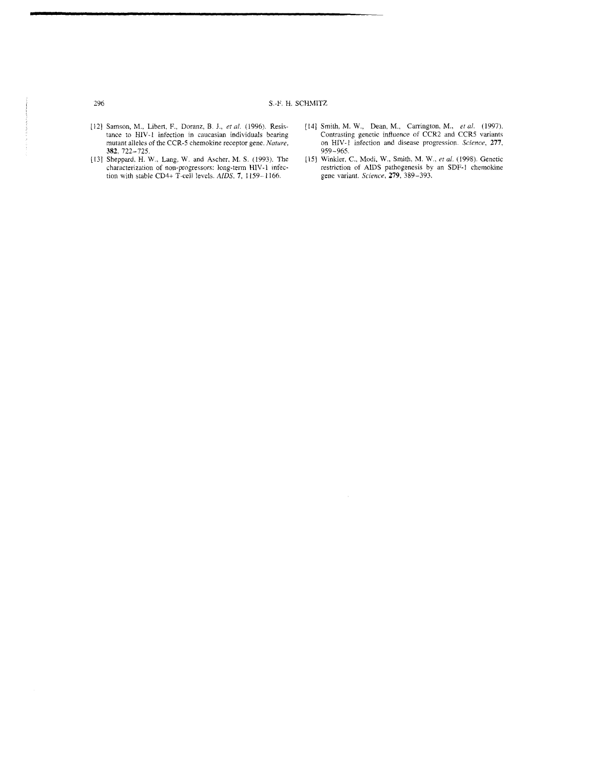[12] Samson, M., Libert, F., Doranz, B. J., *et al.* (1996). Resistance to HIV-1 infection in caucasian individuals bearing mutant alleles of the CCR-5 chemokine receptor gene. *Nature*, **382**, 722–725.

[13] Sheppard, H. W., Lang, W. and Ascher, M. S. (1993). The characterization of non-progressors: long-term HIV-1 infection with stable CD4+ T-cell levels. *AIDS*, **7**, 1159–1166.

[14] Smith, M. W., Dean, M., Carrington, M., *et al.* (1997). Contrasting genetic influence of CCR2 and CCR5 variants on HIV-1 infection and disease progression. *Science*, **277**, 959–965.

[15] Winkler, C., Modi, W., Smith, M. W., *et al.* (1998). Genetic restriction of AIDS pathogenesis by an SDF-1 chemokine gene variant. *Science*, **279**, 389–393.